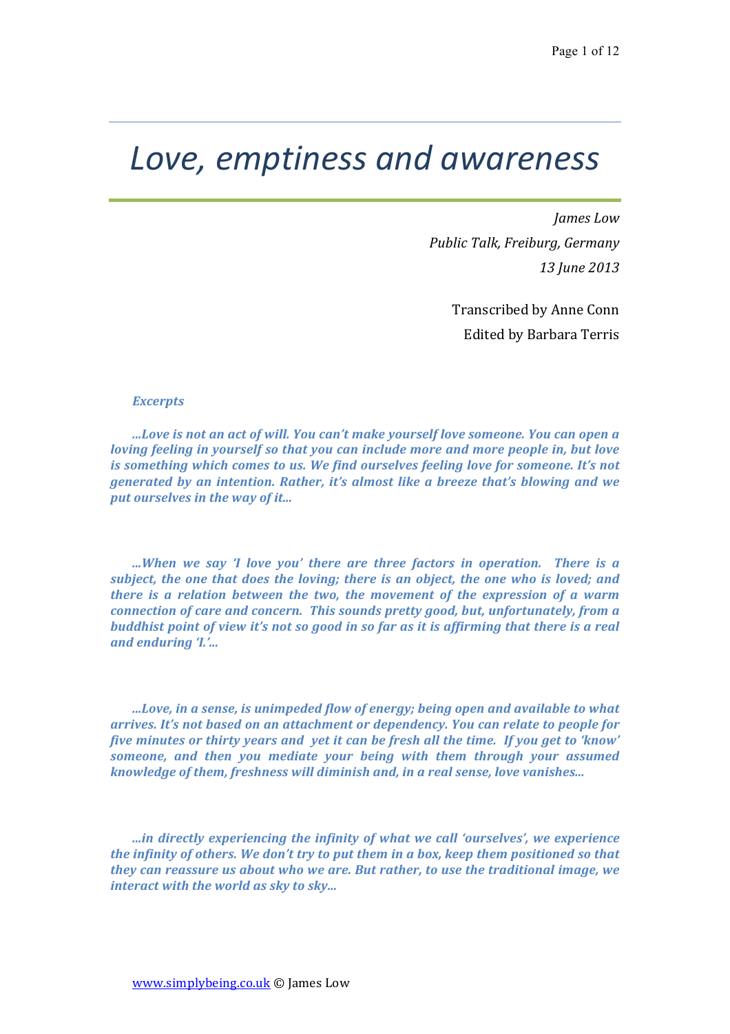# *Love, emptiness and awareness*

*James Low*
*Public Talk, Freiburg, Germany*
*13 June 2013*

Transcribed by Anne Conn
Edited by Barbara Terris

***Excerpts***

***...Love is not an act of will. You can't make yourself love someone. You can open a loving feeling in yourself so that you can include more and more people in, but love is something which comes to us. We find ourselves feeling love for someone. It's not generated by an intention. Rather, it's almost like a breeze that's blowing and we put ourselves in the way of it...***

***...When we say 'I love you' there are three factors in operation. There is a subject, the one that does the loving; there is an object, the one who is loved; and there is a relation between the two, the movement of the expression of a warm connection of care and concern. This sounds pretty good, but, unfortunately, from a buddhist point of view it's not so good in so far as it is affirming that there is a real and enduring 'I.'...***

***...Love, in a sense, is unimpeded flow of energy; being open and available to what arrives. It's not based on an attachment or dependency. You can relate to people for five minutes or thirty years and yet it can be fresh all the time. If you get to 'know' someone, and then you mediate your being with them through your assumed knowledge of them, freshness will diminish and, in a real sense, love vanishes...***

***...in directly experiencing the infinity of what we call 'ourselves', we experience the infinity of others. We don't try to put them in a box, keep them positioned so that they can reassure us about who we are. But rather, to use the traditional image, we interact with the world as sky to sky...***

www.simplybeing.co.uk © James Low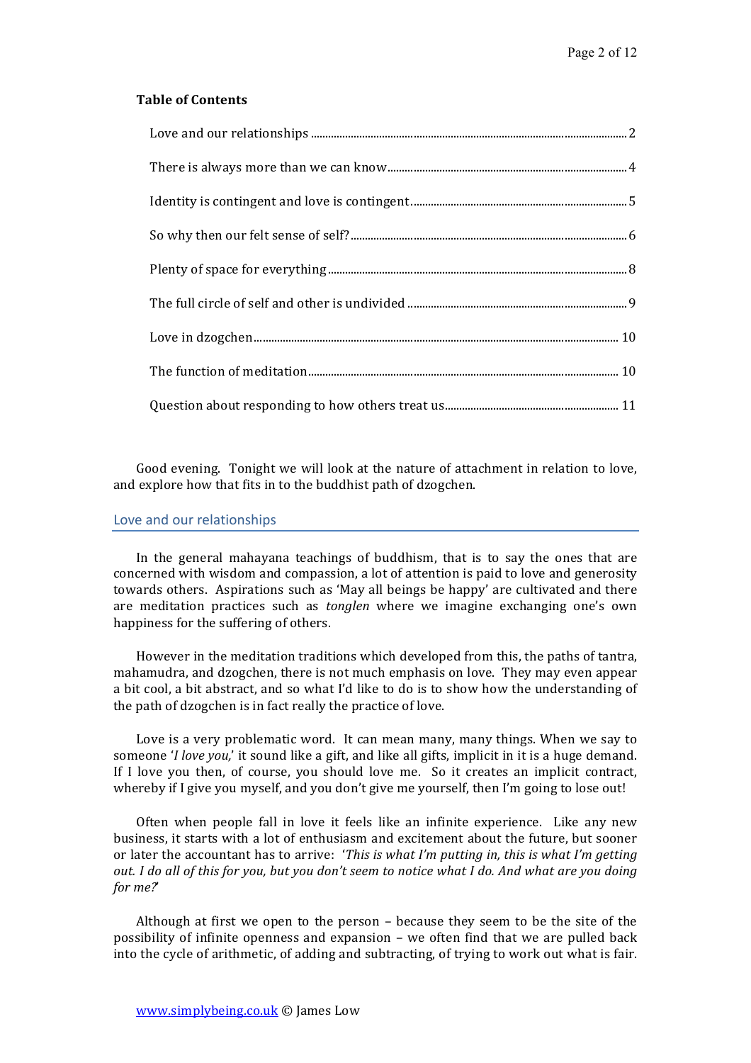**Table of Contents**

Love and our relationships ........................................................................ 2

There is always more than we can know.................................................... 4

Identity is contingent and love is contingent............................................. 5

So why then our felt sense of self?............................................................ 6

Plenty of space for everything.................................................................... 8

The full circle of self and other is undivided .............................................. 9

Love in dzogchen........................................................................................ 10

The function of meditation......................................................................... 10

Question about responding to how others treat us.................................... 11

Good evening. Tonight we will look at the nature of attachment in relation to love, and explore how that fits in to the buddhist path of dzogchen.

## Love and our relationships

In the general mahayana teachings of buddhism, that is to say the ones that are concerned with wisdom and compassion, a lot of attention is paid to love and generosity towards others. Aspirations such as 'May all beings be happy' are cultivated and there are meditation practices such as *tonglen* where we imagine exchanging one's own happiness for the suffering of others.

However in the meditation traditions which developed from this, the paths of tantra, mahamudra, and dzogchen, there is not much emphasis on love. They may even appear a bit cool, a bit abstract, and so what I'd like to do is to show how the understanding of the path of dzogchen is in fact really the practice of love.

Love is a very problematic word. It can mean many, many things. When we say to someone '*I love you,*' it sound like a gift, and like all gifts, implicit in it is a huge demand. If I love you then, of course, you should love me. So it creates an implicit contract, whereby if I give you myself, and you don't give me yourself, then I'm going to lose out!

Often when people fall in love it feels like an infinite experience. Like any new business, it starts with a lot of enthusiasm and excitement about the future, but sooner or later the accountant has to arrive: '*This is what I'm putting in, this is what I'm getting out. I do all of this for you, but you don't seem to notice what I do. And what are you doing for me?*'

Although at first we open to the person – because they seem to be the site of the possibility of infinite openness and expansion – we often find that we are pulled back into the cycle of arithmetic, of adding and subtracting, of trying to work out what is fair.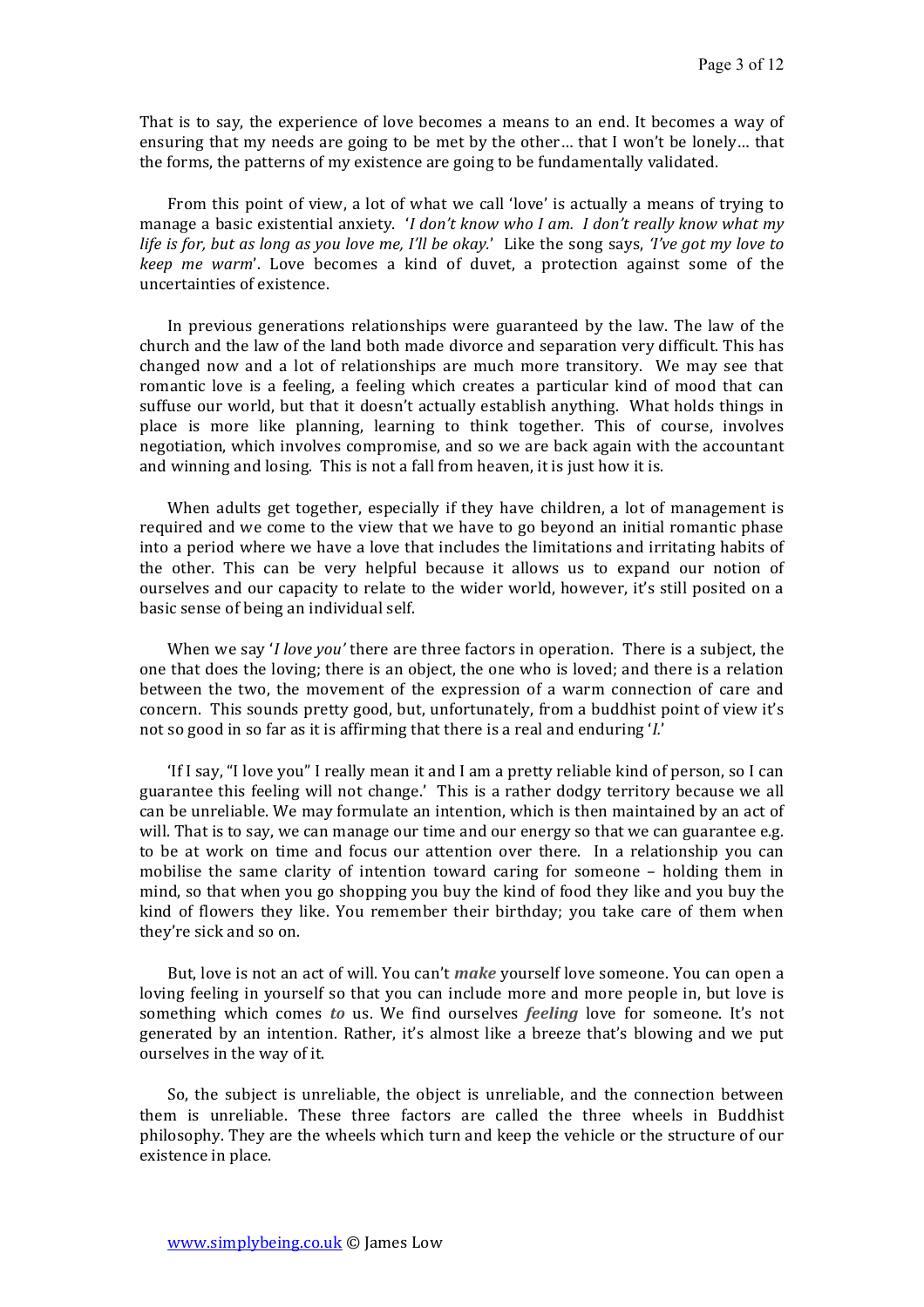That is to say, the experience of love becomes a means to an end. It becomes a way of ensuring that my needs are going to be met by the other… that I won't be lonely… that the forms, the patterns of my existence are going to be fundamentally validated.

From this point of view, a lot of what we call 'love' is actually a means of trying to manage a basic existential anxiety. '*I don't know who I am. I don't really know what my life is for, but as long as you love me, I'll be okay.*' Like the song says, *'I've got my love to keep me warm*'. Love becomes a kind of duvet, a protection against some of the uncertainties of existence.

In previous generations relationships were guaranteed by the law. The law of the church and the law of the land both made divorce and separation very difficult. This has changed now and a lot of relationships are much more transitory. We may see that romantic love is a feeling, a feeling which creates a particular kind of mood that can suffuse our world, but that it doesn't actually establish anything. What holds things in place is more like planning, learning to think together. This of course, involves negotiation, which involves compromise, and so we are back again with the accountant and winning and losing. This is not a fall from heaven, it is just how it is.

When adults get together, especially if they have children, a lot of management is required and we come to the view that we have to go beyond an initial romantic phase into a period where we have a love that includes the limitations and irritating habits of the other. This can be very helpful because it allows us to expand our notion of ourselves and our capacity to relate to the wider world, however, it's still posited on a basic sense of being an individual self.

When we say '*I love you'* there are three factors in operation. There is a subject, the one that does the loving; there is an object, the one who is loved; and there is a relation between the two, the movement of the expression of a warm connection of care and concern. This sounds pretty good, but, unfortunately, from a buddhist point of view it's not so good in so far as it is affirming that there is a real and enduring '*I*.'

'If I say, "I love you" I really mean it and I am a pretty reliable kind of person, so I can guarantee this feeling will not change.' This is a rather dodgy territory because we all can be unreliable. We may formulate an intention, which is then maintained by an act of will. That is to say, we can manage our time and our energy so that we can guarantee e.g. to be at work on time and focus our attention over there. In a relationship you can mobilise the same clarity of intention toward caring for someone – holding them in mind, so that when you go shopping you buy the kind of food they like and you buy the kind of flowers they like. You remember their birthday; you take care of them when they're sick and so on.

But, love is not an act of will. You can't ***make*** yourself love someone. You can open a loving feeling in yourself so that you can include more and more people in, but love is something which comes ***to*** us. We find ourselves ***feeling*** love for someone. It's not generated by an intention. Rather, it's almost like a breeze that's blowing and we put ourselves in the way of it.

So, the subject is unreliable, the object is unreliable, and the connection between them is unreliable. These three factors are called the three wheels in Buddhist philosophy. They are the wheels which turn and keep the vehicle or the structure of our existence in place.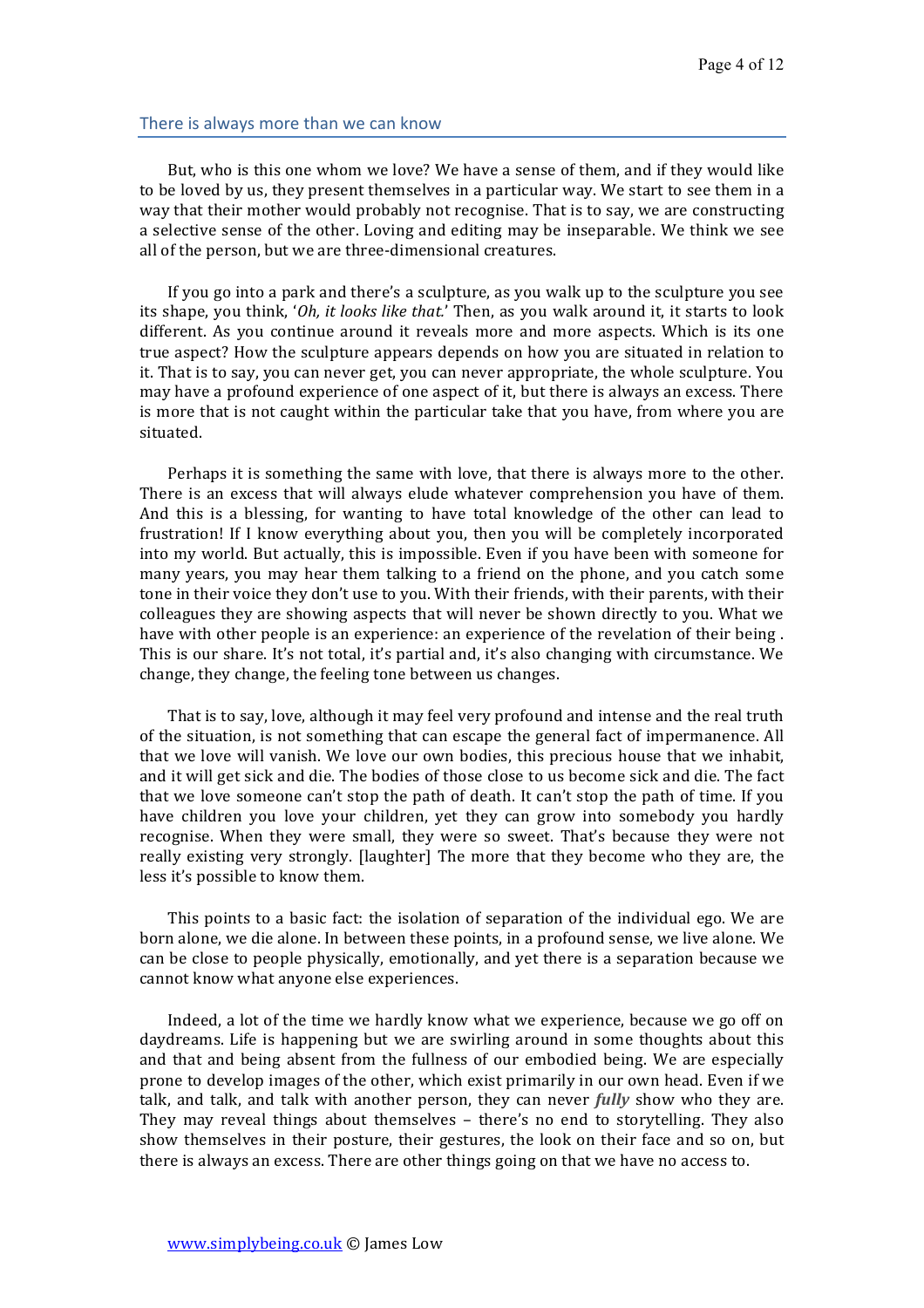## There is always more than we can know

But, who is this one whom we love? We have a sense of them, and if they would like to be loved by us, they present themselves in a particular way. We start to see them in a way that their mother would probably not recognise. That is to say, we are constructing a selective sense of the other. Loving and editing may be inseparable. We think we see all of the person, but we are three-dimensional creatures.

If you go into a park and there's a sculpture, as you walk up to the sculpture you see its shape, you think, '*Oh, it looks like that.*' Then, as you walk around it, it starts to look different. As you continue around it reveals more and more aspects. Which is its one true aspect? How the sculpture appears depends on how you are situated in relation to it. That is to say, you can never get, you can never appropriate, the whole sculpture. You may have a profound experience of one aspect of it, but there is always an excess. There is more that is not caught within the particular take that you have, from where you are situated.

Perhaps it is something the same with love, that there is always more to the other. There is an excess that will always elude whatever comprehension you have of them. And this is a blessing, for wanting to have total knowledge of the other can lead to frustration! If I know everything about you, then you will be completely incorporated into my world. But actually, this is impossible. Even if you have been with someone for many years, you may hear them talking to a friend on the phone, and you catch some tone in their voice they don't use to you. With their friends, with their parents, with their colleagues they are showing aspects that will never be shown directly to you. What we have with other people is an experience: an experience of the revelation of their being . This is our share. It's not total, it's partial and, it's also changing with circumstance. We change, they change, the feeling tone between us changes.

That is to say, love, although it may feel very profound and intense and the real truth of the situation, is not something that can escape the general fact of impermanence. All that we love will vanish. We love our own bodies, this precious house that we inhabit, and it will get sick and die. The bodies of those close to us become sick and die. The fact that we love someone can't stop the path of death. It can't stop the path of time. If you have children you love your children, yet they can grow into somebody you hardly recognise. When they were small, they were so sweet. That's because they were not really existing very strongly. [laughter] The more that they become who they are, the less it's possible to know them.

This points to a basic fact: the isolation of separation of the individual ego. We are born alone, we die alone. In between these points, in a profound sense, we live alone. We can be close to people physically, emotionally, and yet there is a separation because we cannot know what anyone else experiences.

Indeed, a lot of the time we hardly know what we experience, because we go off on daydreams. Life is happening but we are swirling around in some thoughts about this and that and being absent from the fullness of our embodied being. We are especially prone to develop images of the other, which exist primarily in our own head. Even if we talk, and talk, and talk with another person, they can never ***fully*** show who they are. They may reveal things about themselves – there's no end to storytelling. They also show themselves in their posture, their gestures, the look on their face and so on, but there is always an excess. There are other things going on that we have no access to.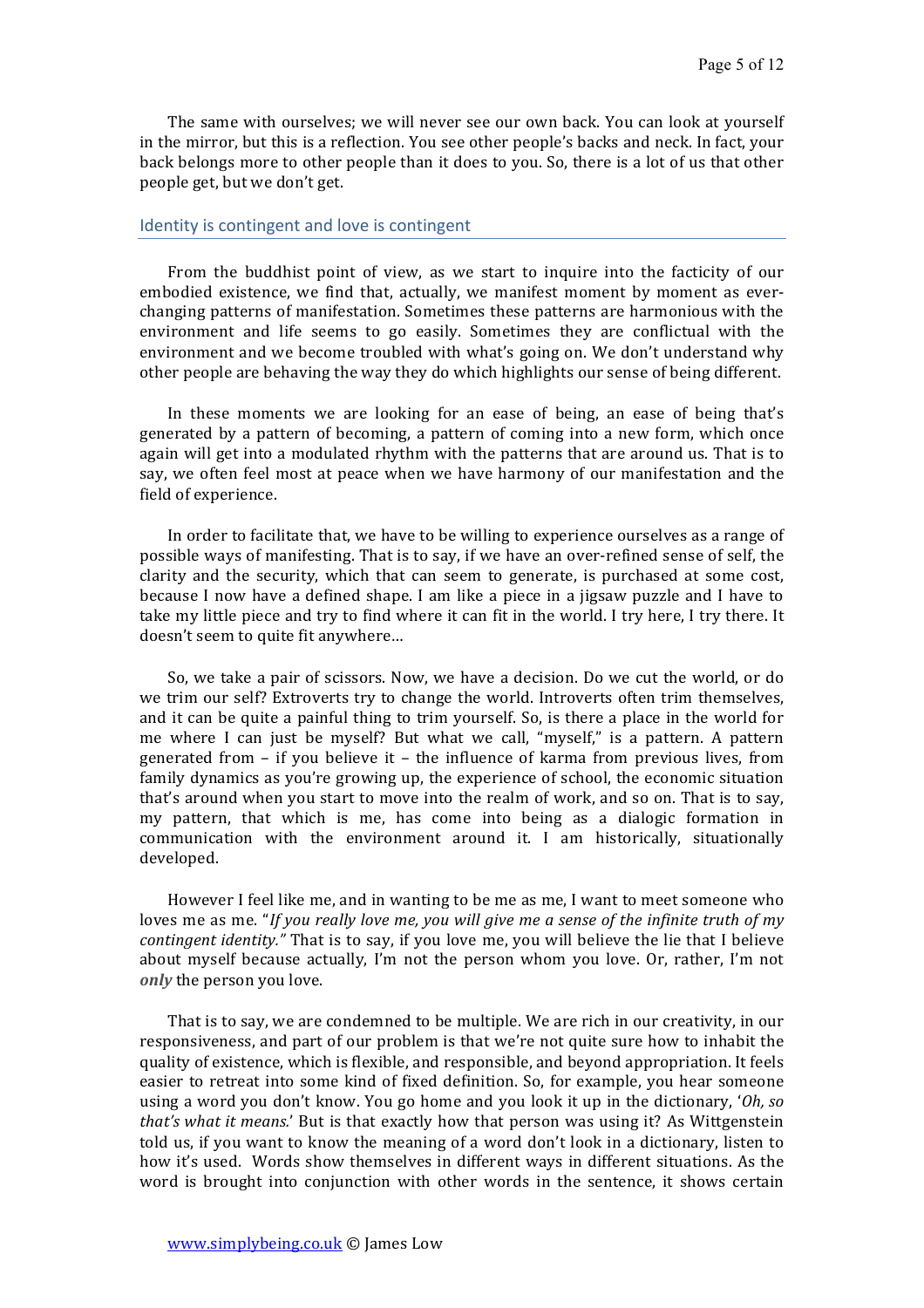The same with ourselves; we will never see our own back. You can look at yourself in the mirror, but this is a reflection. You see other people's backs and neck. In fact, your back belongs more to other people than it does to you. So, there is a lot of us that other people get, but we don't get.

## Identity is contingent and love is contingent

From the buddhist point of view, as we start to inquire into the facticity of our embodied existence, we find that, actually, we manifest moment by moment as ever-changing patterns of manifestation. Sometimes these patterns are harmonious with the environment and life seems to go easily. Sometimes they are conflictual with the environment and we become troubled with what's going on. We don't understand why other people are behaving the way they do which highlights our sense of being different.

In these moments we are looking for an ease of being, an ease of being that's generated by a pattern of becoming, a pattern of coming into a new form, which once again will get into a modulated rhythm with the patterns that are around us. That is to say, we often feel most at peace when we have harmony of our manifestation and the field of experience.

In order to facilitate that, we have to be willing to experience ourselves as a range of possible ways of manifesting. That is to say, if we have an over-refined sense of self, the clarity and the security, which that can seem to generate, is purchased at some cost, because I now have a defined shape. I am like a piece in a jigsaw puzzle and I have to take my little piece and try to find where it can fit in the world. I try here, I try there. It doesn't seem to quite fit anywhere…

So, we take a pair of scissors. Now, we have a decision. Do we cut the world, or do we trim our self? Extroverts try to change the world. Introverts often trim themselves, and it can be quite a painful thing to trim yourself. So, is there a place in the world for me where I can just be myself? But what we call, "myself," is a pattern. A pattern generated from – if you believe it – the influence of karma from previous lives, from family dynamics as you're growing up, the experience of school, the economic situation that's around when you start to move into the realm of work, and so on. That is to say, my pattern, that which is me, has come into being as a dialogic formation in communication with the environment around it. I am historically, situationally developed.

However I feel like me, and in wanting to be me as me, I want to meet someone who loves me as me. "*If you really love me, you will give me a sense of the infinite truth of my contingent identity."* That is to say, if you love me, you will believe the lie that I believe about myself because actually, I'm not the person whom you love. Or, rather, I'm not ***only*** the person you love.

That is to say, we are condemned to be multiple. We are rich in our creativity, in our responsiveness, and part of our problem is that we're not quite sure how to inhabit the quality of existence, which is flexible, and responsible, and beyond appropriation. It feels easier to retreat into some kind of fixed definition. So, for example, you hear someone using a word you don't know. You go home and you look it up in the dictionary, '*Oh, so that's what it means.*' But is that exactly how that person was using it? As Wittgenstein told us, if you want to know the meaning of a word don't look in a dictionary, listen to how it's used. Words show themselves in different ways in different situations. As the word is brought into conjunction with other words in the sentence, it shows certain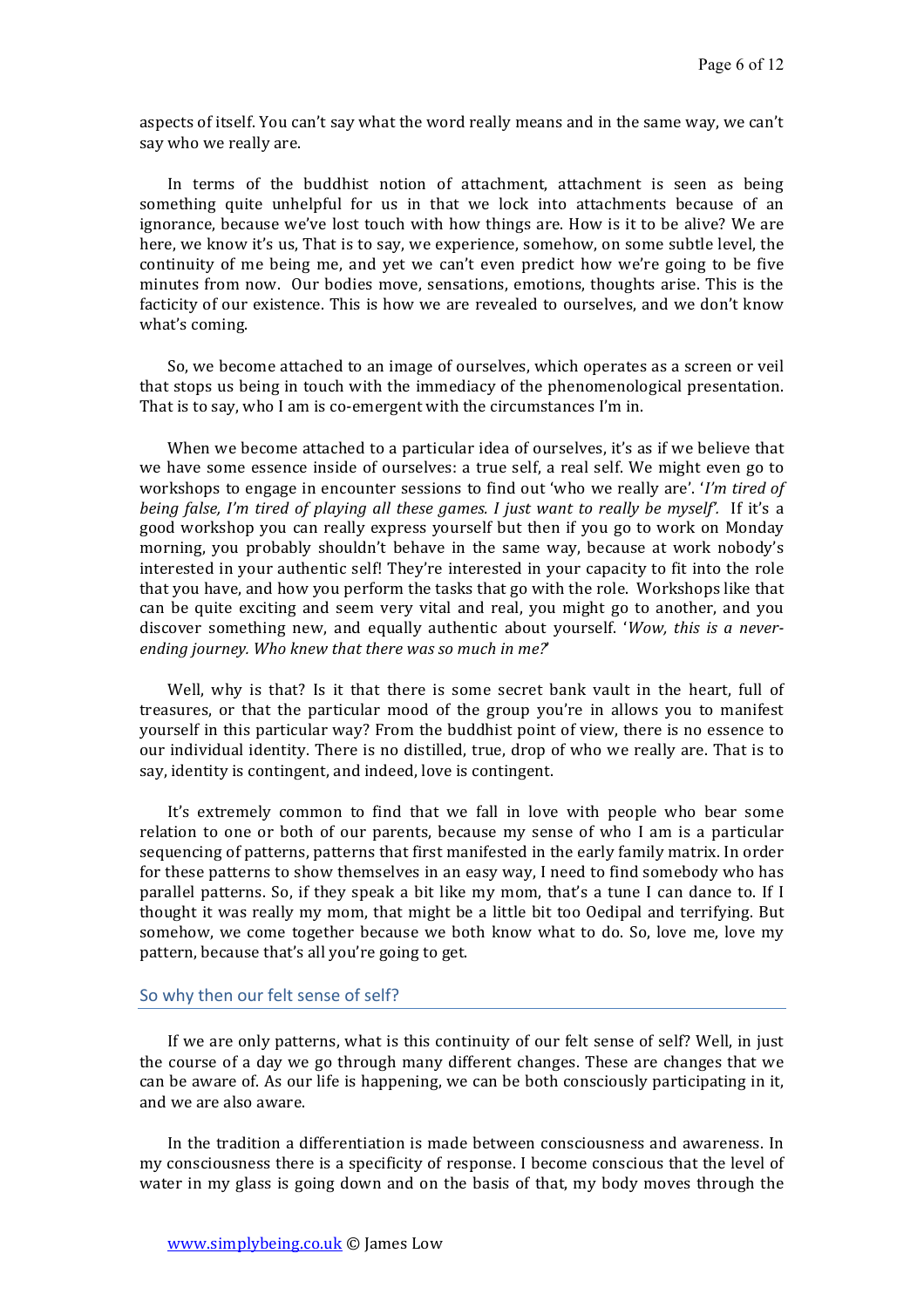aspects of itself. You can't say what the word really means and in the same way, we can't say who we really are.

In terms of the buddhist notion of attachment, attachment is seen as being something quite unhelpful for us in that we lock into attachments because of an ignorance, because we've lost touch with how things are. How is it to be alive? We are here, we know it's us, That is to say, we experience, somehow, on some subtle level, the continuity of me being me, and yet we can't even predict how we're going to be five minutes from now. Our bodies move, sensations, emotions, thoughts arise. This is the facticity of our existence. This is how we are revealed to ourselves, and we don't know what's coming.

So, we become attached to an image of ourselves, which operates as a screen or veil that stops us being in touch with the immediacy of the phenomenological presentation. That is to say, who I am is co-emergent with the circumstances I'm in.

When we become attached to a particular idea of ourselves, it's as if we believe that we have some essence inside of ourselves: a true self, a real self. We might even go to workshops to engage in encounter sessions to find out 'who we really are'. '*I'm tired of being false, I'm tired of playing all these games. I just want to really be myself'.* If it's a good workshop you can really express yourself but then if you go to work on Monday morning, you probably shouldn't behave in the same way, because at work nobody's interested in your authentic self! They're interested in your capacity to fit into the role that you have, and how you perform the tasks that go with the role. Workshops like that can be quite exciting and seem very vital and real, you might go to another, and you discover something new, and equally authentic about yourself. '*Wow, this is a never-ending journey. Who knew that there was so much in me?*'

Well, why is that? Is it that there is some secret bank vault in the heart, full of treasures, or that the particular mood of the group you're in allows you to manifest yourself in this particular way? From the buddhist point of view, there is no essence to our individual identity. There is no distilled, true, drop of who we really are. That is to say, identity is contingent, and indeed, love is contingent.

It's extremely common to find that we fall in love with people who bear some relation to one or both of our parents, because my sense of who I am is a particular sequencing of patterns, patterns that first manifested in the early family matrix. In order for these patterns to show themselves in an easy way, I need to find somebody who has parallel patterns. So, if they speak a bit like my mom, that's a tune I can dance to. If I thought it was really my mom, that might be a little bit too Oedipal and terrifying. But somehow, we come together because we both know what to do. So, love me, love my pattern, because that's all you're going to get.

## So why then our felt sense of self?

If we are only patterns, what is this continuity of our felt sense of self? Well, in just the course of a day we go through many different changes. These are changes that we can be aware of. As our life is happening, we can be both consciously participating in it, and we are also aware.

In the tradition a differentiation is made between consciousness and awareness. In my consciousness there is a specificity of response. I become conscious that the level of water in my glass is going down and on the basis of that, my body moves through the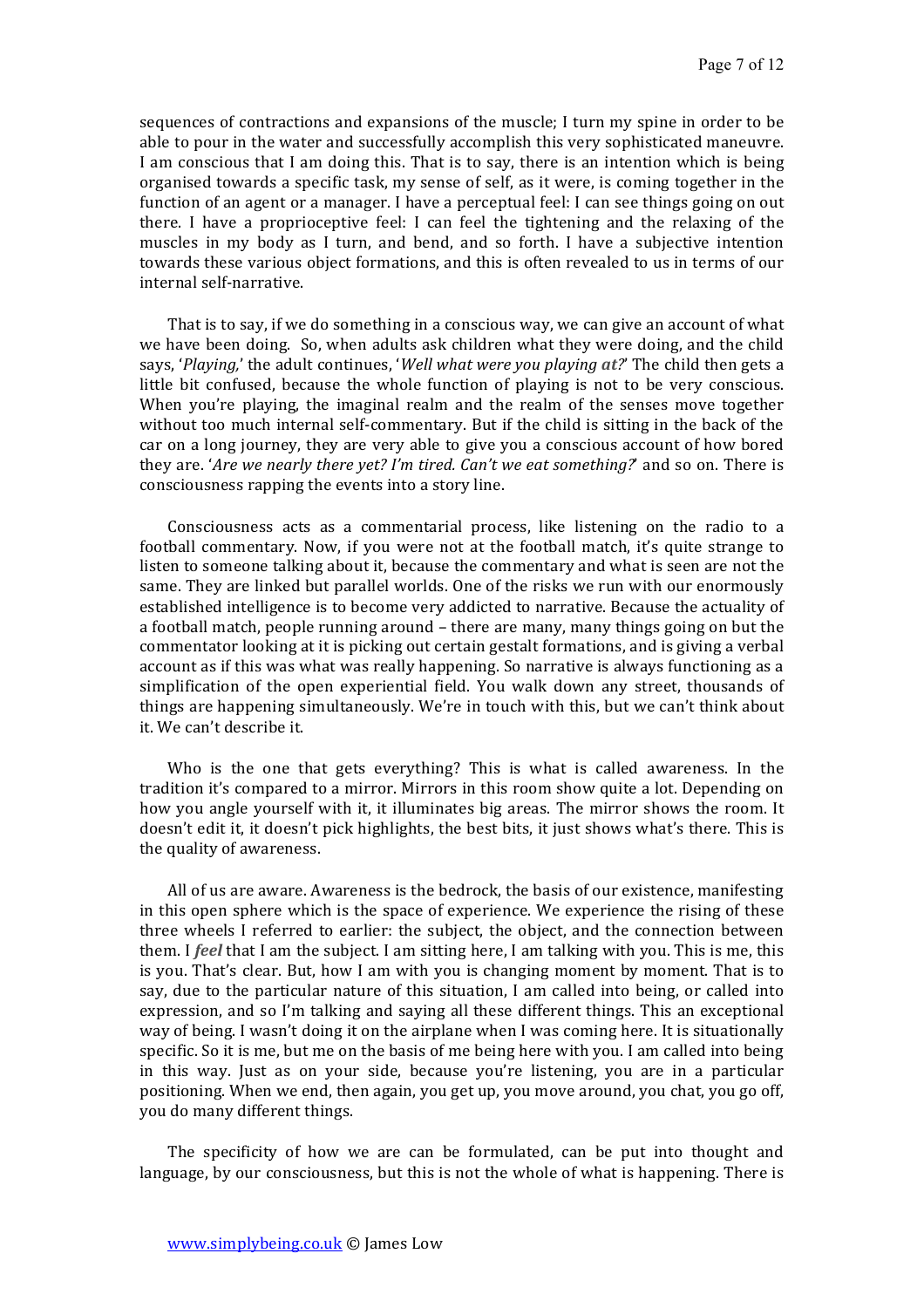sequences of contractions and expansions of the muscle; I turn my spine in order to be able to pour in the water and successfully accomplish this very sophisticated maneuvre. I am conscious that I am doing this. That is to say, there is an intention which is being organised towards a specific task, my sense of self, as it were, is coming together in the function of an agent or a manager. I have a perceptual feel: I can see things going on out there. I have a proprioceptive feel: I can feel the tightening and the relaxing of the muscles in my body as I turn, and bend, and so forth. I have a subjective intention towards these various object formations, and this is often revealed to us in terms of our internal self-narrative.

That is to say, if we do something in a conscious way, we can give an account of what we have been doing. So, when adults ask children what they were doing, and the child says, '*Playing,*' the adult continues, '*Well what were you playing **at?***' The child then gets a little bit confused, because the whole function of playing is not to be very conscious. When you're playing, the imaginal realm and the realm of the senses move together without too much internal self-commentary. But if the child is sitting in the back of the car on a long journey, they are very able to give you a conscious account of how bored they are. '*Are we nearly there yet? I'm tired. Can't we eat something?*' and so on. There is consciousness rapping the events into a story line.

Consciousness acts as a commentarial process, like listening on the radio to a football commentary. Now, if you were not at the football match, it's quite strange to listen to someone talking about it, because the commentary and what is seen are not the same. They are linked but parallel worlds. One of the risks we run with our enormously established intelligence is to become very addicted to narrative. Because the actuality of a football match, people running around – there are many, many things going on but the commentator looking at it is picking out certain gestalt formations, and is giving a verbal account as if this was what was really happening. So narrative is always functioning as a simplification of the open experiential field. You walk down any street, thousands of things are happening simultaneously. We're in touch with this, but we can't think about it. We can't describe it.

Who is the one that gets everything? This is what is called awareness. In the tradition it's compared to a mirror. Mirrors in this room show quite a lot. Depending on how you angle yourself with it, it illuminates big areas. The mirror shows the room. It doesn't edit it, it doesn't pick highlights, the best bits, it just shows what's there. This is the quality of awareness.

All of us are aware. Awareness is the bedrock, the basis of our existence, manifesting in this open sphere which is the space of experience. We experience the rising of these three wheels I referred to earlier: the subject, the object, and the connection between them. I ***feel*** that I am the subject. I am sitting here, I am talking with you. This is me, this is you. That's clear. But, how I am with you is changing moment by moment. That is to say, due to the particular nature of this situation, I am called into being, or called into expression, and so I'm talking and saying all these different things. This an exceptional way of being. I wasn't doing it on the airplane when I was coming here. It is situationally specific. So it is me, but me on the basis of me being here with you. I am called into being in this way. Just as on your side, because you're listening, you are in a particular positioning. When we end, then again, you get up, you move around, you chat, you go off, you do many different things.

The specificity of how we are can be formulated, can be put into thought and language, by our consciousness, but this is not the whole of what is happening. There is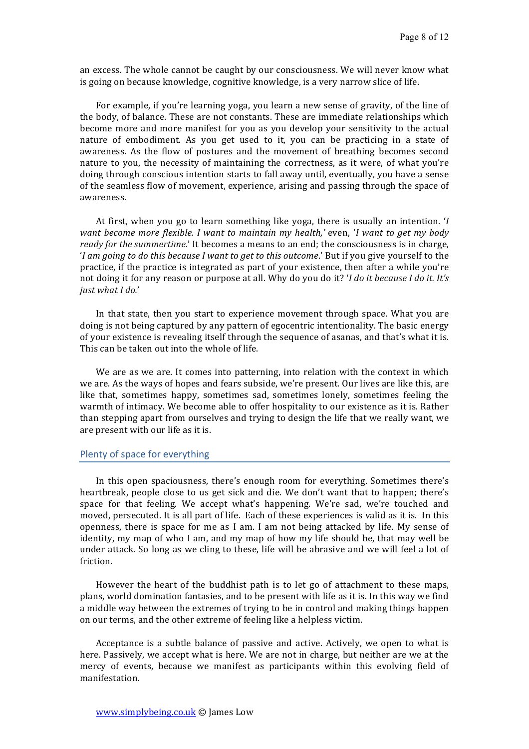an excess. The whole cannot be caught by our consciousness. We will never know what is going on because knowledge, cognitive knowledge, is a very narrow slice of life.

For example, if you're learning yoga, you learn a new sense of gravity, of the line of the body, of balance. These are not constants. These are immediate relationships which become more and more manifest for you as you develop your sensitivity to the actual nature of embodiment. As you get used to it, you can be practicing in a state of awareness. As the flow of postures and the movement of breathing becomes second nature to you, the necessity of maintaining the correctness, as it were, of what you're doing through conscious intention starts to fall away until, eventually, you have a sense of the seamless flow of movement, experience, arising and passing through the space of awareness.

At first, when you go to learn something like yoga, there is usually an intention. '*I want become more flexible. I want to maintain my health,*' even, '*I want to get my body ready for the summertime.*' It becomes a means to an end; the consciousness is in charge, '*I am going to do this because I want to get to this outcome*.' But if you give yourself to the practice, if the practice is integrated as part of your existence, then after a while you're not doing it for any reason or purpose at all. Why do you do it? '*I do it because I do it. It's just what I do.*'

In that state, then you start to experience movement through space. What you are doing is not being captured by any pattern of egocentric intentionality. The basic energy of your existence is revealing itself through the sequence of asanas, and that's what it is. This can be taken out into the whole of life.

We are as we are. It comes into patterning, into relation with the context in which we are. As the ways of hopes and fears subside, we're present. Our lives are like this, are like that, sometimes happy, sometimes sad, sometimes lonely, sometimes feeling the warmth of intimacy. We become able to offer hospitality to our existence as it is. Rather than stepping apart from ourselves and trying to design the life that we really want, we are present with our life as it is.

## Plenty of space for everything

In this open spaciousness, there's enough room for everything. Sometimes there's heartbreak, people close to us get sick and die. We don't want that to happen; there's space for that feeling. We accept what's happening. We're sad, we're touched and moved, persecuted. It is all part of life. Each of these experiences is valid as it is. In this openness, there is space for me as I am. I am not being attacked by life. My sense of identity, my map of who I am, and my map of how my life should be, that may well be under attack. So long as we cling to these, life will be abrasive and we will feel a lot of friction.

However the heart of the buddhist path is to let go of attachment to these maps, plans, world domination fantasies, and to be present with life as it is. In this way we find a middle way between the extremes of trying to be in control and making things happen on our terms, and the other extreme of feeling like a helpless victim.

Acceptance is a subtle balance of passive and active. Actively, we open to what is here. Passively, we accept what is here. We are not in charge, but neither are we at the mercy of events, because we manifest as participants within this evolving field of manifestation.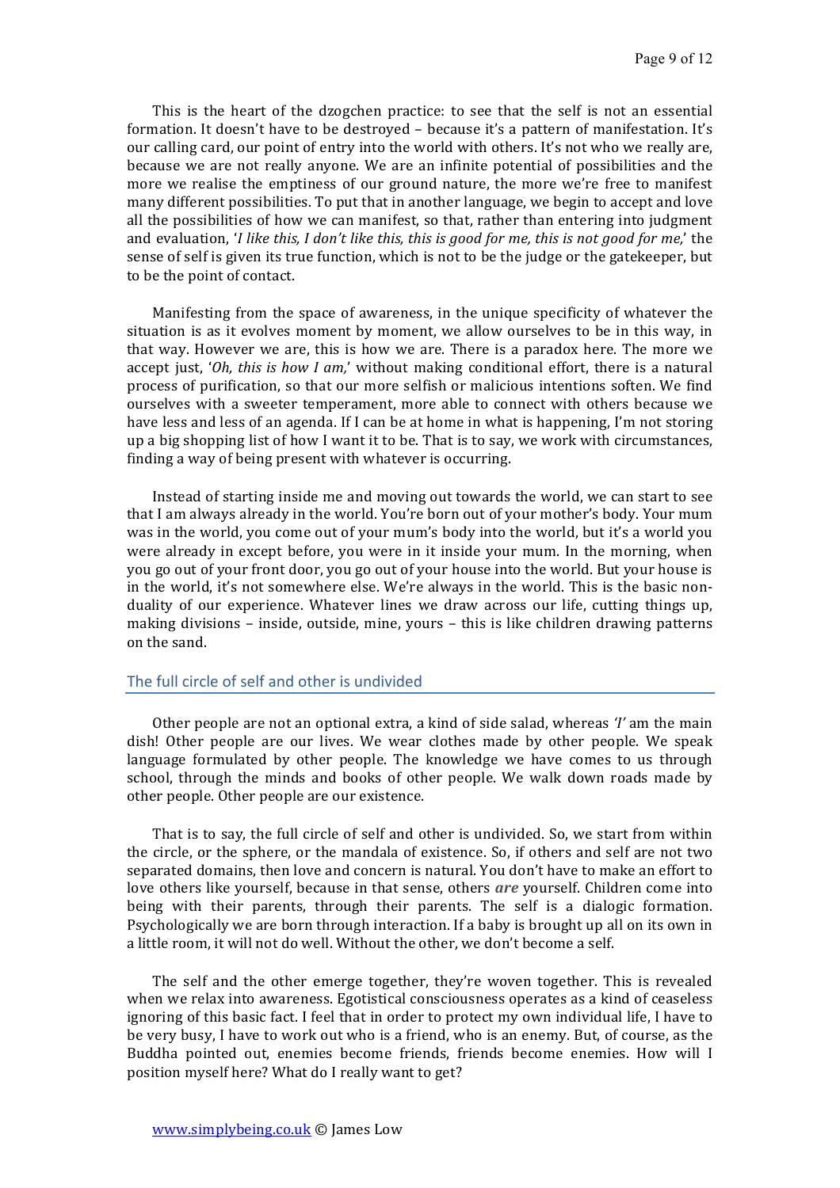This is the heart of the dzogchen practice: to see that the self is not an essential formation. It doesn't have to be destroyed – because it's a pattern of manifestation. It's our calling card, our point of entry into the world with others. It's not who we really are, because we are not really anyone. We are an infinite potential of possibilities and the more we realise the emptiness of our ground nature, the more we're free to manifest many different possibilities. To put that in another language, we begin to accept and love all the possibilities of how we can manifest, so that, rather than entering into judgment and evaluation, '*I like this, I don't like this, this is good for me, this is not good for me,*' the sense of self is given its true function, which is not to be the judge or the gatekeeper, but to be the point of contact.

Manifesting from the space of awareness, in the unique specificity of whatever the situation is as it evolves moment by moment, we allow ourselves to be in this way, in that way. However we are, this is how we are. There is a paradox here. The more we accept just, '*Oh, this is how I am,*' without making conditional effort, there is a natural process of purification, so that our more selfish or malicious intentions soften. We find ourselves with a sweeter temperament, more able to connect with others because we have less and less of an agenda. If I can be at home in what is happening, I'm not storing up a big shopping list of how I want it to be. That is to say, we work with circumstances, finding a way of being present with whatever is occurring.

Instead of starting inside me and moving out towards the world, we can start to see that I am always already in the world. You're born out of your mother's body. Your mum was in the world, you come out of your mum's body into the world, but it's a world you were already in except before, you were in it inside your mum. In the morning, when you go out of your front door, you go out of your house into the world. But your house is in the world, it's not somewhere else. We're always in the world. This is the basic non-duality of our experience. Whatever lines we draw across our life, cutting things up, making divisions – inside, outside, mine, yours – this is like children drawing patterns on the sand.

## The full circle of self and other is undivided

Other people are not an optional extra, a kind of side salad, whereas *'I'* am the main dish! Other people are our lives. We wear clothes made by other people. We speak language formulated by other people. The knowledge we have comes to us through school, through the minds and books of other people. We walk down roads made by other people. Other people are our existence.

That is to say, the full circle of self and other is undivided. So, we start from within the circle, or the sphere, or the mandala of existence. So, if others and self are not two separated domains, then love and concern is natural. You don't have to make an effort to love others like yourself, because in that sense, others ***are*** yourself. Children come into being with their parents, through their parents. The self is a dialogic formation. Psychologically we are born through interaction. If a baby is brought up all on its own in a little room, it will not do well. Without the other, we don't become a self.

The self and the other emerge together, they're woven together. This is revealed when we relax into awareness. Egotistical consciousness operates as a kind of ceaseless ignoring of this basic fact. I feel that in order to protect my own individual life, I have to be very busy, I have to work out who is a friend, who is an enemy. But, of course, as the Buddha pointed out, enemies become friends, friends become enemies. How will I position myself here? What do I really want to get?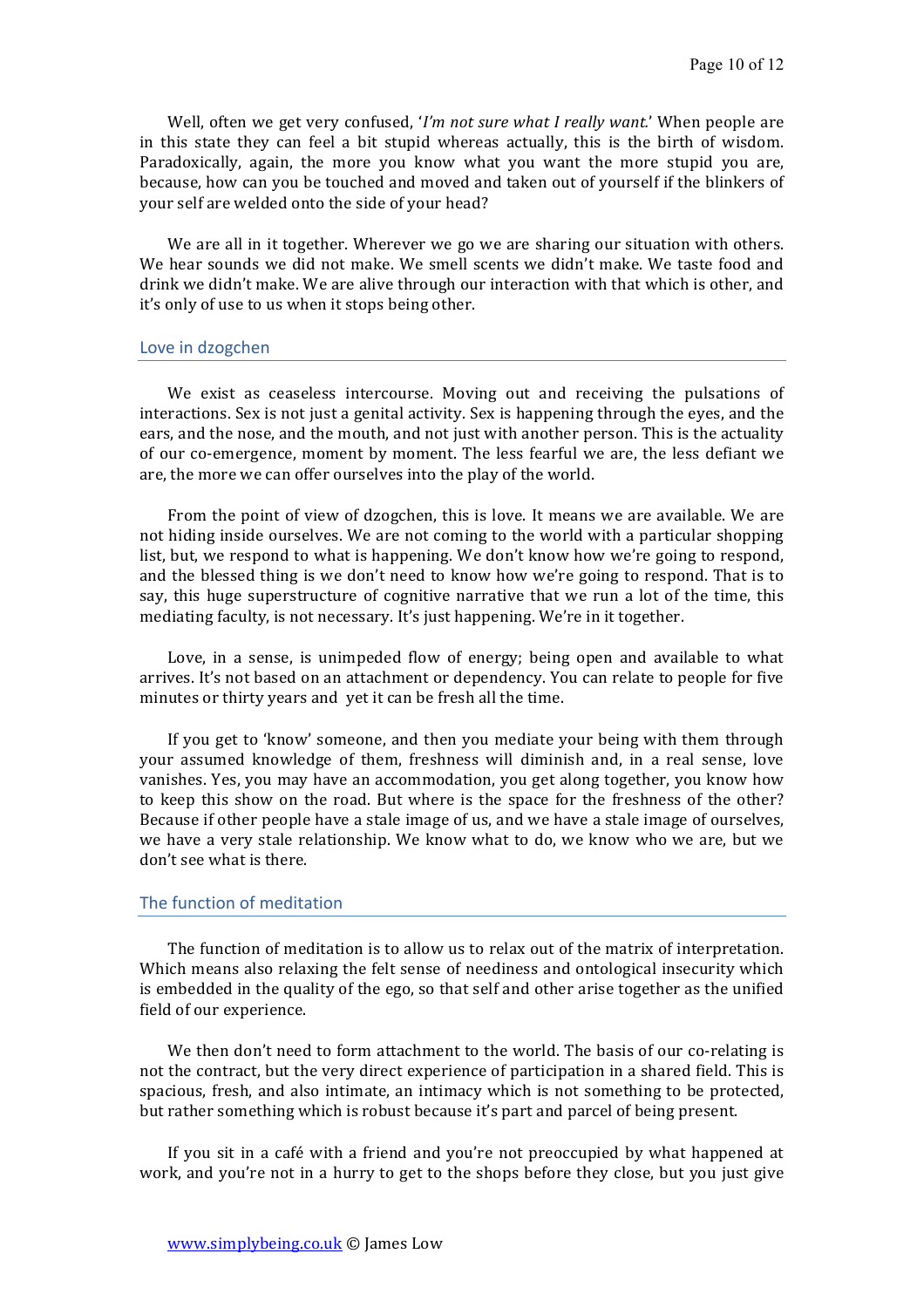Well, often we get very confused, '*I'm not sure what I really want.*' When people are in this state they can feel a bit stupid whereas actually, this is the birth of wisdom. Paradoxically, again, the more you know what you want the more stupid you are, because, how can you be touched and moved and taken out of yourself if the blinkers of your self are welded onto the side of your head?

We are all in it together. Wherever we go we are sharing our situation with others. We hear sounds we did not make. We smell scents we didn't make. We taste food and drink we didn't make. We are alive through our interaction with that which is other, and it's only of use to us when it stops being other.

## Love in dzogchen

We exist as ceaseless intercourse. Moving out and receiving the pulsations of interactions. Sex is not just a genital activity. Sex is happening through the eyes, and the ears, and the nose, and the mouth, and not just with another person. This is the actuality of our co-emergence, moment by moment. The less fearful we are, the less defiant we are, the more we can offer ourselves into the play of the world.

From the point of view of dzogchen, this is love. It means we are available. We are not hiding inside ourselves. We are not coming to the world with a particular shopping list, but, we respond to what is happening. We don't know how we're going to respond, and the blessed thing is we don't need to know how we're going to respond. That is to say, this huge superstructure of cognitive narrative that we run a lot of the time, this mediating faculty, is not necessary. It's just happening. We're in it together.

Love, in a sense, is unimpeded flow of energy; being open and available to what arrives. It's not based on an attachment or dependency. You can relate to people for five minutes or thirty years and yet it can be fresh all the time.

If you get to 'know' someone, and then you mediate your being with them through your assumed knowledge of them, freshness will diminish and, in a real sense, love vanishes. Yes, you may have an accommodation, you get along together, you know how to keep this show on the road. But where is the space for the freshness of the other? Because if other people have a stale image of us, and we have a stale image of ourselves, we have a very stale relationship. We know what to do, we know who we are, but we don't see what is there.

## The function of meditation

The function of meditation is to allow us to relax out of the matrix of interpretation. Which means also relaxing the felt sense of neediness and ontological insecurity which is embedded in the quality of the ego, so that self and other arise together as the unified field of our experience.

We then don't need to form attachment to the world. The basis of our co-relating is not the contract, but the very direct experience of participation in a shared field. This is spacious, fresh, and also intimate, an intimacy which is not something to be protected, but rather something which is robust because it's part and parcel of being present.

If you sit in a café with a friend and you're not preoccupied by what happened at work, and you're not in a hurry to get to the shops before they close, but you just give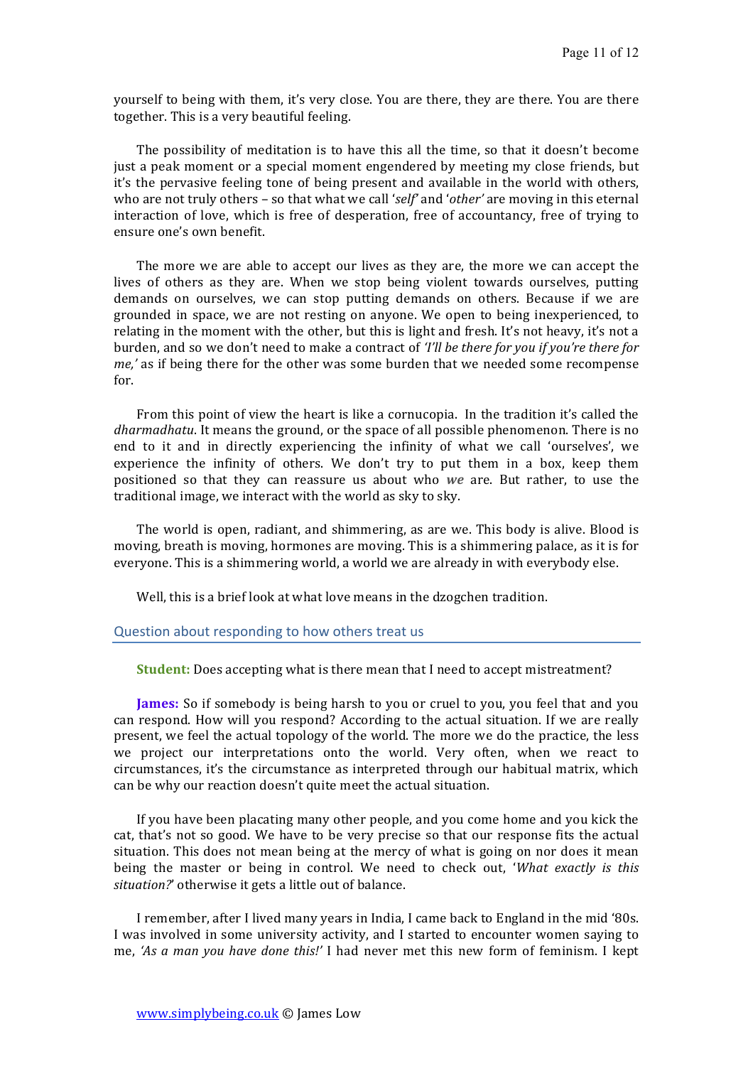yourself to being with them, it's very close. You are there, they are there. You are there together. This is a very beautiful feeling.

The possibility of meditation is to have this all the time, so that it doesn't become just a peak moment or a special moment engendered by meeting my close friends, but it's the pervasive feeling tone of being present and available in the world with others, who are not truly others – so that what we call '*self*' and '*other'* are moving in this eternal interaction of love, which is free of desperation, free of accountancy, free of trying to ensure one's own benefit.

The more we are able to accept our lives as they are, the more we can accept the lives of others as they are. When we stop being violent towards ourselves, putting demands on ourselves, we can stop putting demands on others. Because if we are grounded in space, we are not resting on anyone. We open to being inexperienced, to relating in the moment with the other, but this is light and fresh. It's not heavy, it's not a burden, and so we don't need to make a contract of *'I'll be there for you if you're there for me,'* as if being there for the other was some burden that we needed some recompense for.

From this point of view the heart is like a cornucopia. In the tradition it's called the *dharmadhatu*. It means the ground, or the space of all possible phenomenon. There is no end to it and in directly experiencing the infinity of what we call 'ourselves', we experience the infinity of others. We don't try to put them in a box, keep them positioned so that they can reassure us about who ***we*** are. But rather, to use the traditional image, we interact with the world as sky to sky.

The world is open, radiant, and shimmering, as are we. This body is alive. Blood is moving, breath is moving, hormones are moving. This is a shimmering palace, as it is for everyone. This is a shimmering world, a world we are already in with everybody else.

Well, this is a brief look at what love means in the dzogchen tradition.

## Question about responding to how others treat us

**Student:** Does accepting what is there mean that I need to accept mistreatment?

**James:** So if somebody is being harsh to you or cruel to you, you feel that and you can respond. How will you respond? According to the actual situation. If we are really present, we feel the actual topology of the world. The more we do the practice, the less we project our interpretations onto the world. Very often, when we react to circumstances, it's the circumstance as interpreted through our habitual matrix, which can be why our reaction doesn't quite meet the actual situation.

If you have been placating many other people, and you come home and you kick the cat, that's not so good. We have to be very precise so that our response fits the actual situation. This does not mean being at the mercy of what is going on nor does it mean being the master or being in control. We need to check out, '*What exactly is this situation?*' otherwise it gets a little out of balance.

I remember, after I lived many years in India, I came back to England in the mid '80s. I was involved in some university activity, and I started to encounter women saying to me, *'As a man you have done this!'* I had never met this new form of feminism. I kept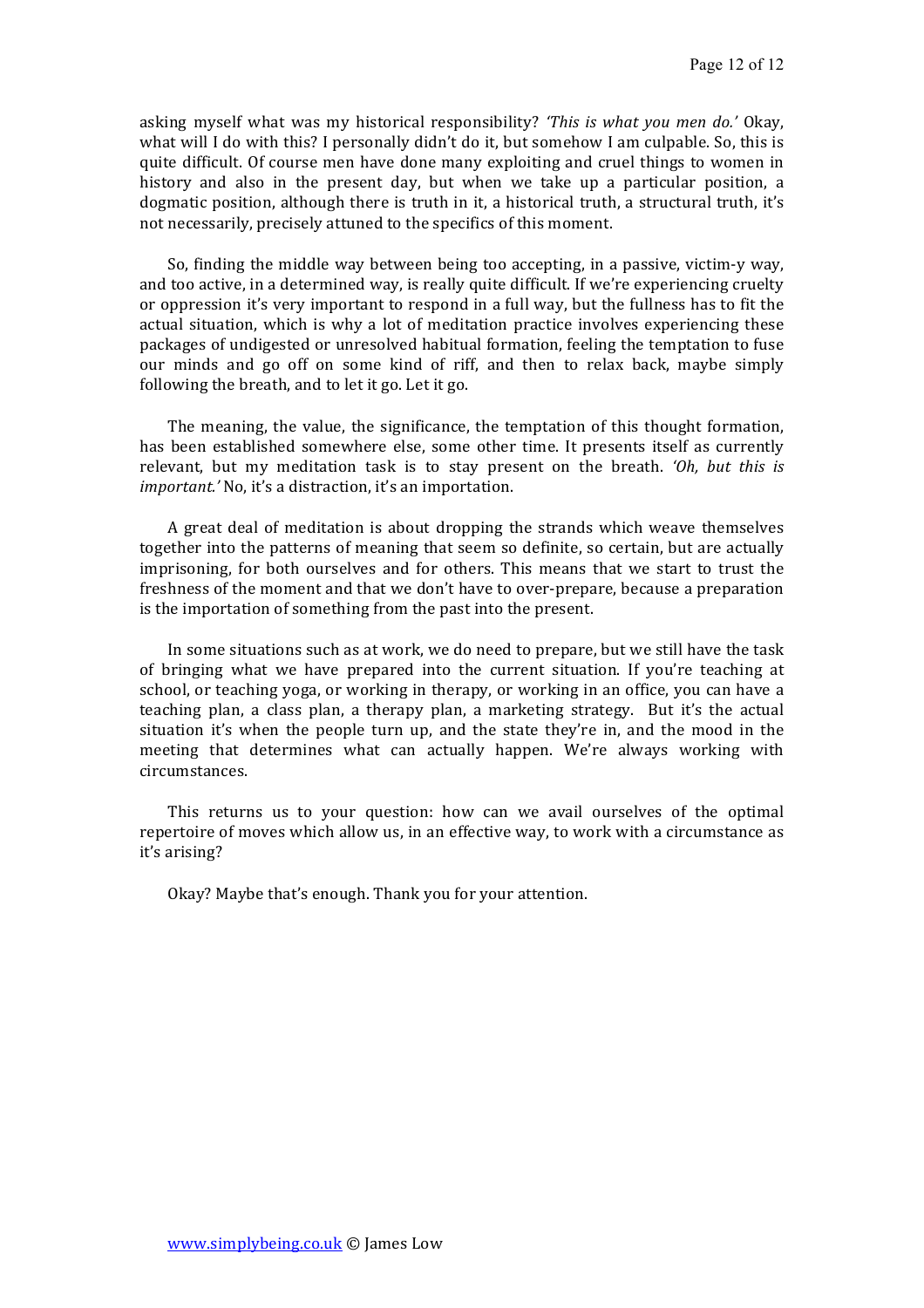asking myself what was my historical responsibility? *'This is what you men do.'* Okay, what will I do with this? I personally didn't do it, but somehow I am culpable. So, this is quite difficult. Of course men have done many exploiting and cruel things to women in history and also in the present day, but when we take up a particular position, a dogmatic position, although there is truth in it, a historical truth, a structural truth, it's not necessarily, precisely attuned to the specifics of this moment.

So, finding the middle way between being too accepting, in a passive, victim-y way, and too active, in a determined way, is really quite difficult. If we're experiencing cruelty or oppression it's very important to respond in a full way, but the fullness has to fit the actual situation, which is why a lot of meditation practice involves experiencing these packages of undigested or unresolved habitual formation, feeling the temptation to fuse our minds and go off on some kind of riff, and then to relax back, maybe simply following the breath, and to let it go. Let it go.

The meaning, the value, the significance, the temptation of this thought formation, has been established somewhere else, some other time. It presents itself as currently relevant, but my meditation task is to stay present on the breath. *'Oh, but this is important.'* No, it's a distraction, it's an importation.

A great deal of meditation is about dropping the strands which weave themselves together into the patterns of meaning that seem so definite, so certain, but are actually imprisoning, for both ourselves and for others. This means that we start to trust the freshness of the moment and that we don't have to over-prepare, because a preparation is the importation of something from the past into the present.

In some situations such as at work, we do need to prepare, but we still have the task of bringing what we have prepared into the current situation. If you're teaching at school, or teaching yoga, or working in therapy, or working in an office, you can have a teaching plan, a class plan, a therapy plan, a marketing strategy. But it's the actual situation it's when the people turn up, and the state they're in, and the mood in the meeting that determines what can actually happen. We're always working with circumstances.

This returns us to your question: how can we avail ourselves of the optimal repertoire of moves which allow us, in an effective way, to work with a circumstance as it's arising?

Okay? Maybe that's enough. Thank you for your attention.